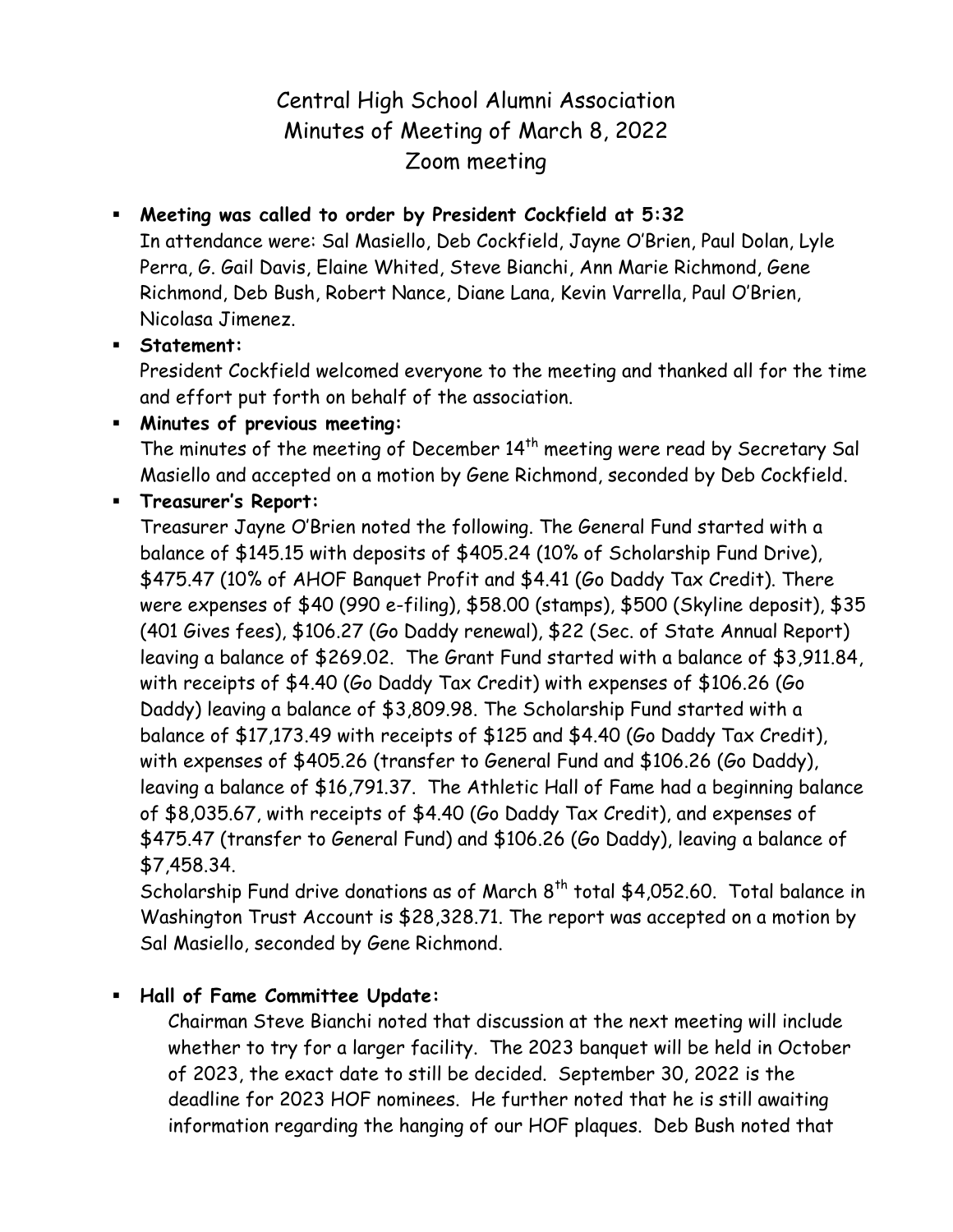# Central High School Alumni Association
## Minutes of Meeting of March 8, 2022
## Zoom meeting

- **Meeting was called to order by President Cockfield at 5:32**
  In attendance were: Sal Masiello, Deb Cockfield, Jayne O'Brien, Paul Dolan, Lyle Perra, G. Gail Davis, Elaine Whited, Steve Bianchi, Ann Marie Richmond, Gene Richmond, Deb Bush, Robert Nance, Diane Lana, Kevin Varrella, Paul O'Brien, Nicolasa Jimenez.
- **Statement:**
  President Cockfield welcomed everyone to the meeting and thanked all for the time and effort put forth on behalf of the association.
- **Minutes of previous meeting:**
  The minutes of the meeting of December 14th meeting were read by Secretary Sal Masiello and accepted on a motion by Gene Richmond, seconded by Deb Cockfield.
- **Treasurer's Report:**
  Treasurer Jayne O'Brien noted the following. The General Fund started with a balance of $145.15 with deposits of $405.24 (10% of Scholarship Fund Drive), $475.47 (10% of AHOF Banquet Profit and $4.41 (Go Daddy Tax Credit). There were expenses of $40 (990 e-filing), $58.00 (stamps), $500 (Skyline deposit), $35 (401 Gives fees), $106.27 (Go Daddy renewal), $22 (Sec. of State Annual Report) leaving a balance of $269.02. The Grant Fund started with a balance of $3,911.84, with receipts of $4.40 (Go Daddy Tax Credit) with expenses of $106.26 (Go Daddy) leaving a balance of $3,809.98. The Scholarship Fund started with a balance of $17,173.49 with receipts of $125 and $4.40 (Go Daddy Tax Credit), with expenses of $405.26 (transfer to General Fund and $106.26 (Go Daddy), leaving a balance of $16,791.37. The Athletic Hall of Fame had a beginning balance of $8,035.67, with receipts of $4.40 (Go Daddy Tax Credit), and expenses of $475.47 (transfer to General Fund) and $106.26 (Go Daddy), leaving a balance of $7,458.34.
  Scholarship Fund drive donations as of March 8th total $4,052.60. Total balance in Washington Trust Account is $28,328.71. The report was accepted on a motion by Sal Masiello, seconded by Gene Richmond.

- **Hall of Fame Committee Update:**
  Chairman Steve Bianchi noted that discussion at the next meeting will include whether to try for a larger facility. The 2023 banquet will be held in October of 2023, the exact date to still be decided. September 30, 2022 is the deadline for 2023 HOF nominees. He further noted that he is still awaiting information regarding the hanging of our HOF plaques. Deb Bush noted that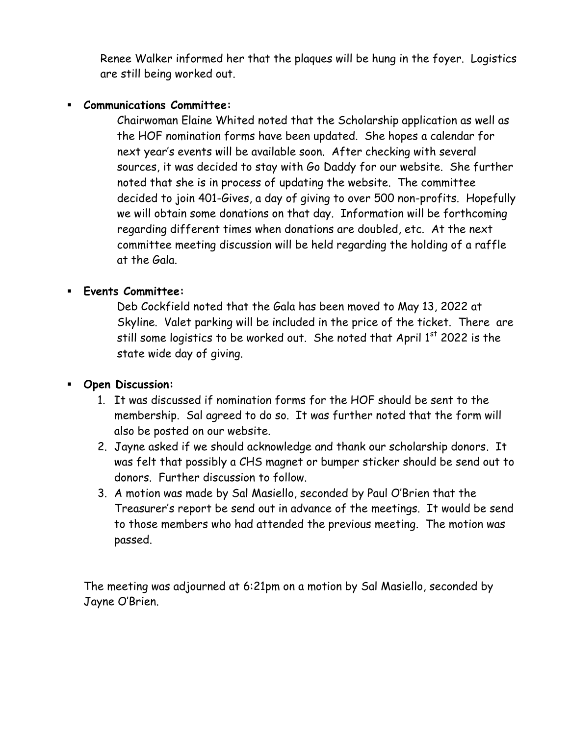Renee Walker informed her that the plaques will be hung in the foyer. Logistics are still being worked out.

- **Communications Committee:**

  Chairwoman Elaine Whited noted that the Scholarship application as well as the HOF nomination forms have been updated. She hopes a calendar for next year's events will be available soon. After checking with several sources, it was decided to stay with Go Daddy for our website. She further noted that she is in process of updating the website. The committee decided to join 401-Gives, a day of giving to over 500 non-profits. Hopefully we will obtain some donations on that day. Information will be forthcoming regarding different times when donations are doubled, etc. At the next committee meeting discussion will be held regarding the holding of a raffle at the Gala.

- **Events Committee:**

  Deb Cockfield noted that the Gala has been moved to May 13, 2022 at Skyline. Valet parking will be included in the price of the ticket. There are still some logistics to be worked out. She noted that April 1st 2022 is the state wide day of giving.

- **Open Discussion:**
  1. It was discussed if nomination forms for the HOF should be sent to the membership. Sal agreed to do so. It was further noted that the form will also be posted on our website.
  2. Jayne asked if we should acknowledge and thank our scholarship donors. It was felt that possibly a CHS magnet or bumper sticker should be send out to donors. Further discussion to follow.
  3. A motion was made by Sal Masiello, seconded by Paul O'Brien that the Treasurer's report be send out in advance of the meetings. It would be send to those members who had attended the previous meeting. The motion was passed.

The meeting was adjourned at 6:21pm on a motion by Sal Masiello, seconded by Jayne O'Brien.